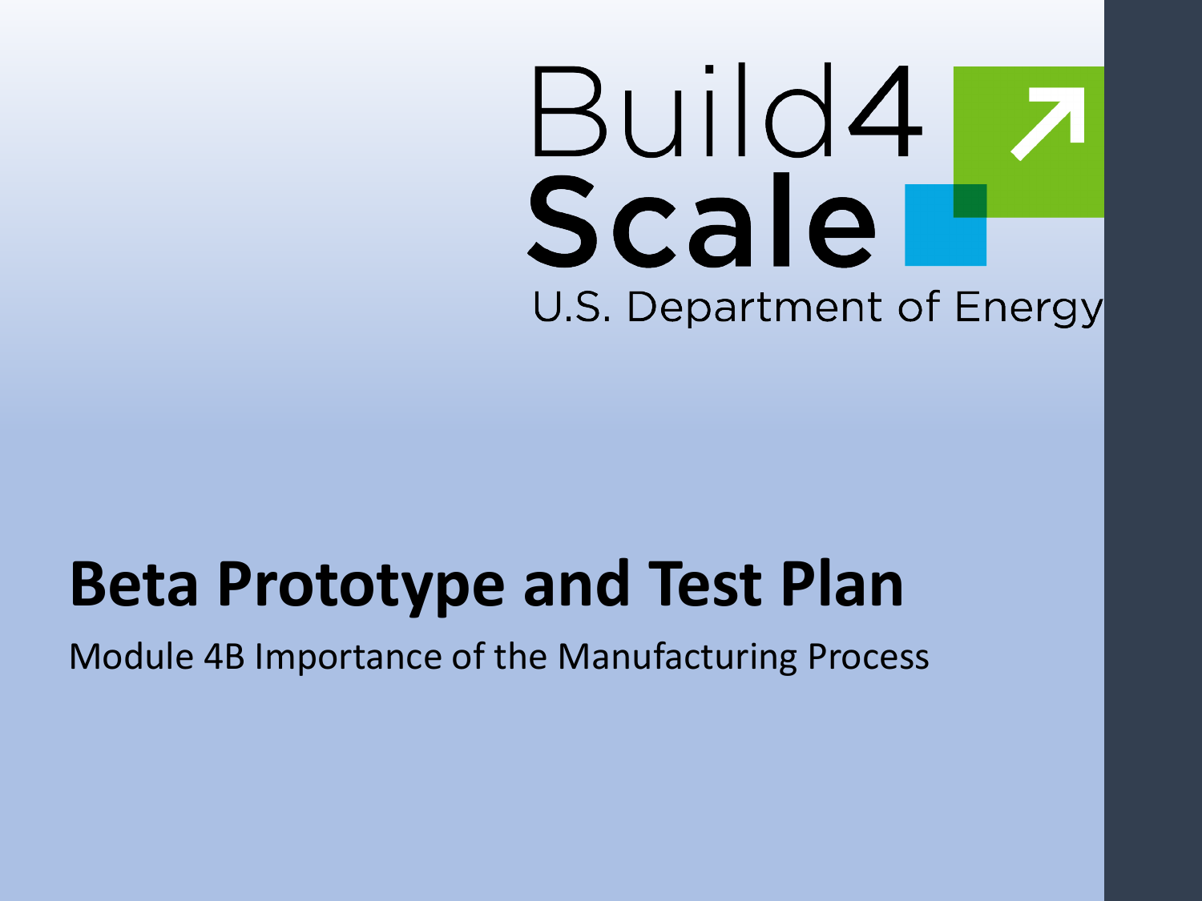Build4 Scale

U.S. Department of Energy

# Beta Prototype and Test Plan

Module 4B Importance of the Manufacturing Process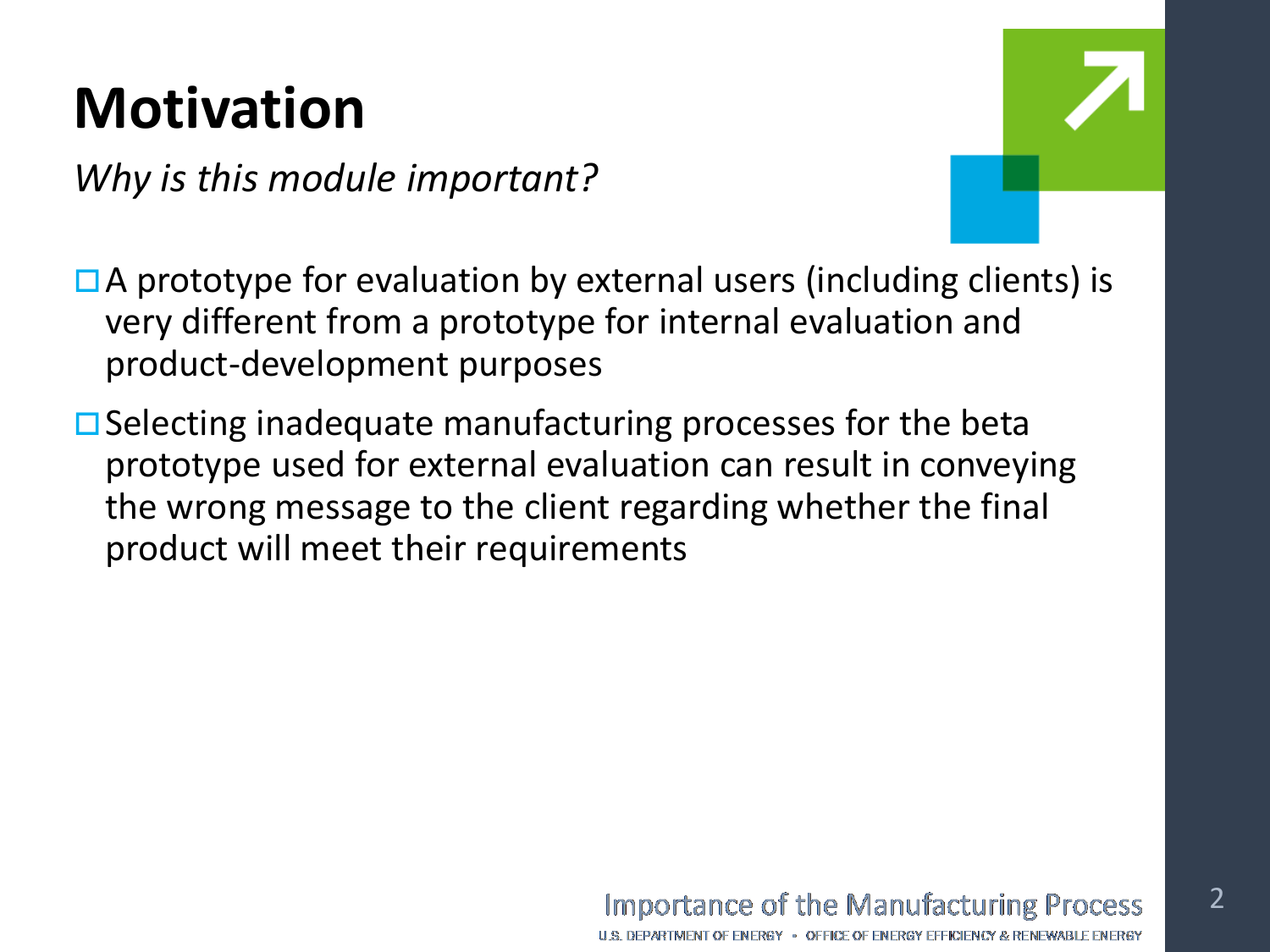# Motivation

*Why is this module important?*

- A prototype for evaluation by external users (including clients) is very different from a prototype for internal evaluation and product-development purposes
- Selecting inadequate manufacturing processes for the beta prototype used for external evaluation can result in conveying the wrong message to the client regarding whether the final product will meet their requirements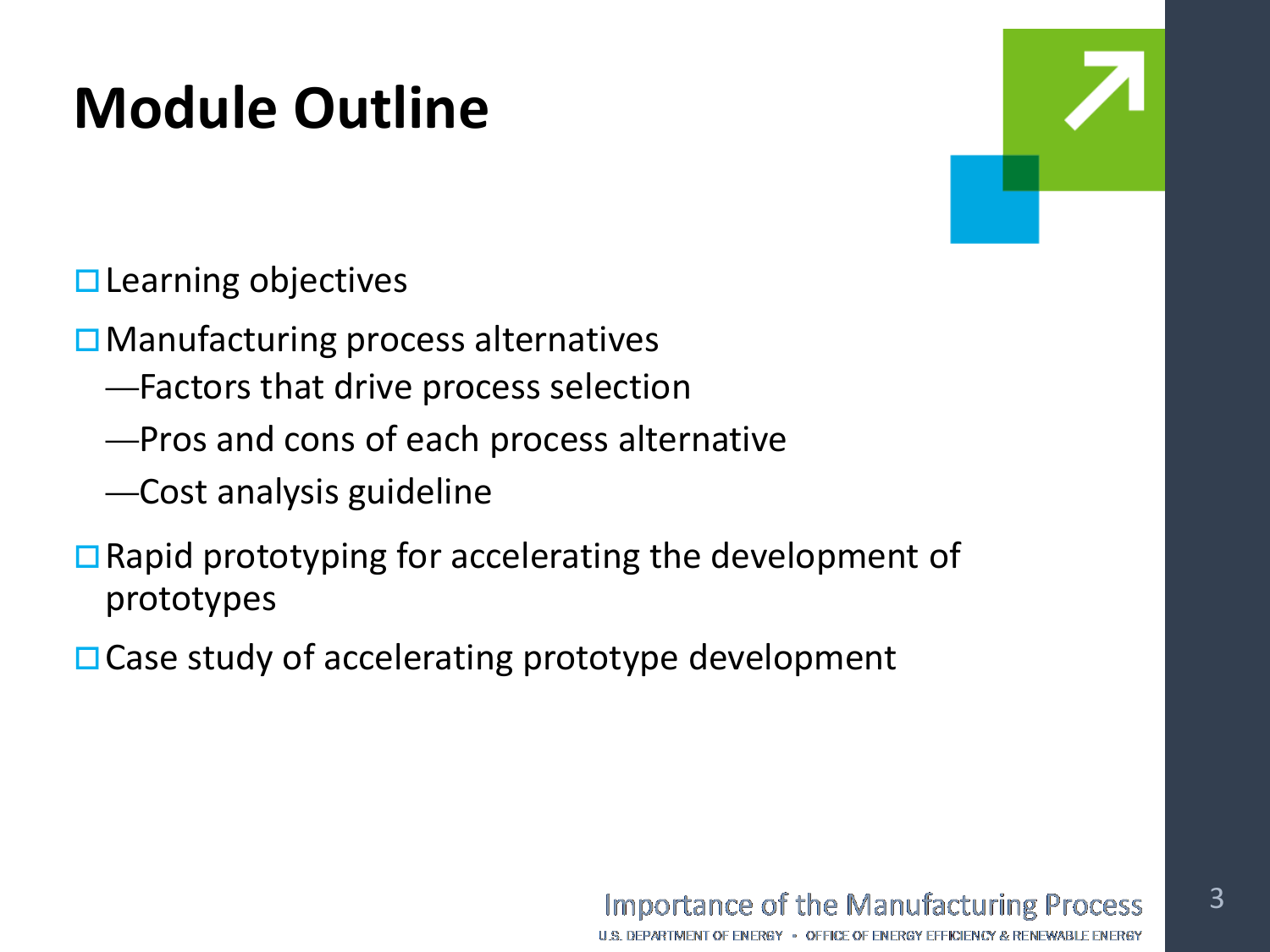# Module Outline

- Learning objectives
- Manufacturing process alternatives
  - Factors that drive process selection
  - Pros and cons of each process alternative
  - Cost analysis guideline
- Rapid prototyping for accelerating the development of prototypes
- Case study of accelerating prototype development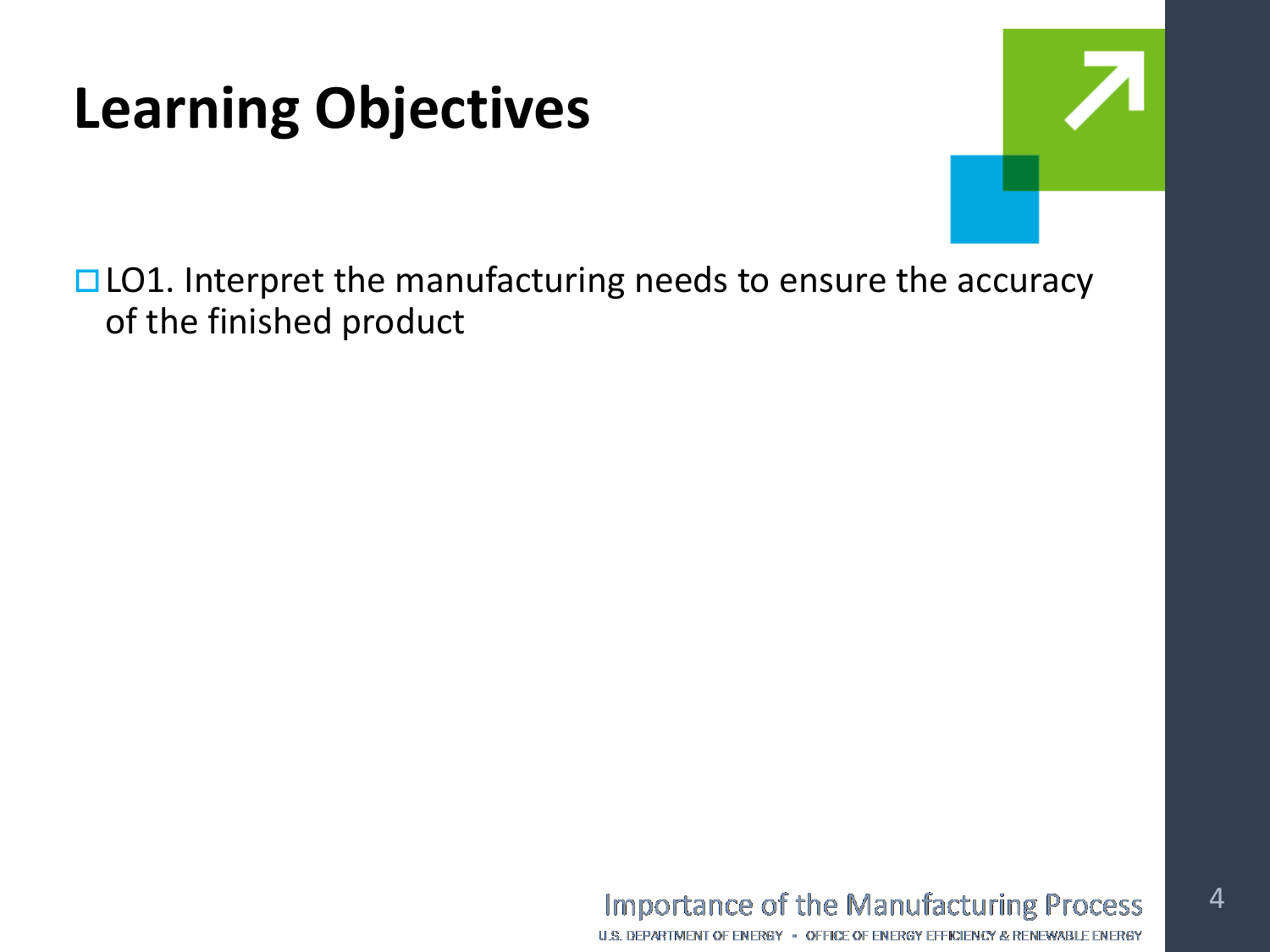# Learning Objectives

- LO1. Interpret the manufacturing needs to ensure the accuracy of the finished product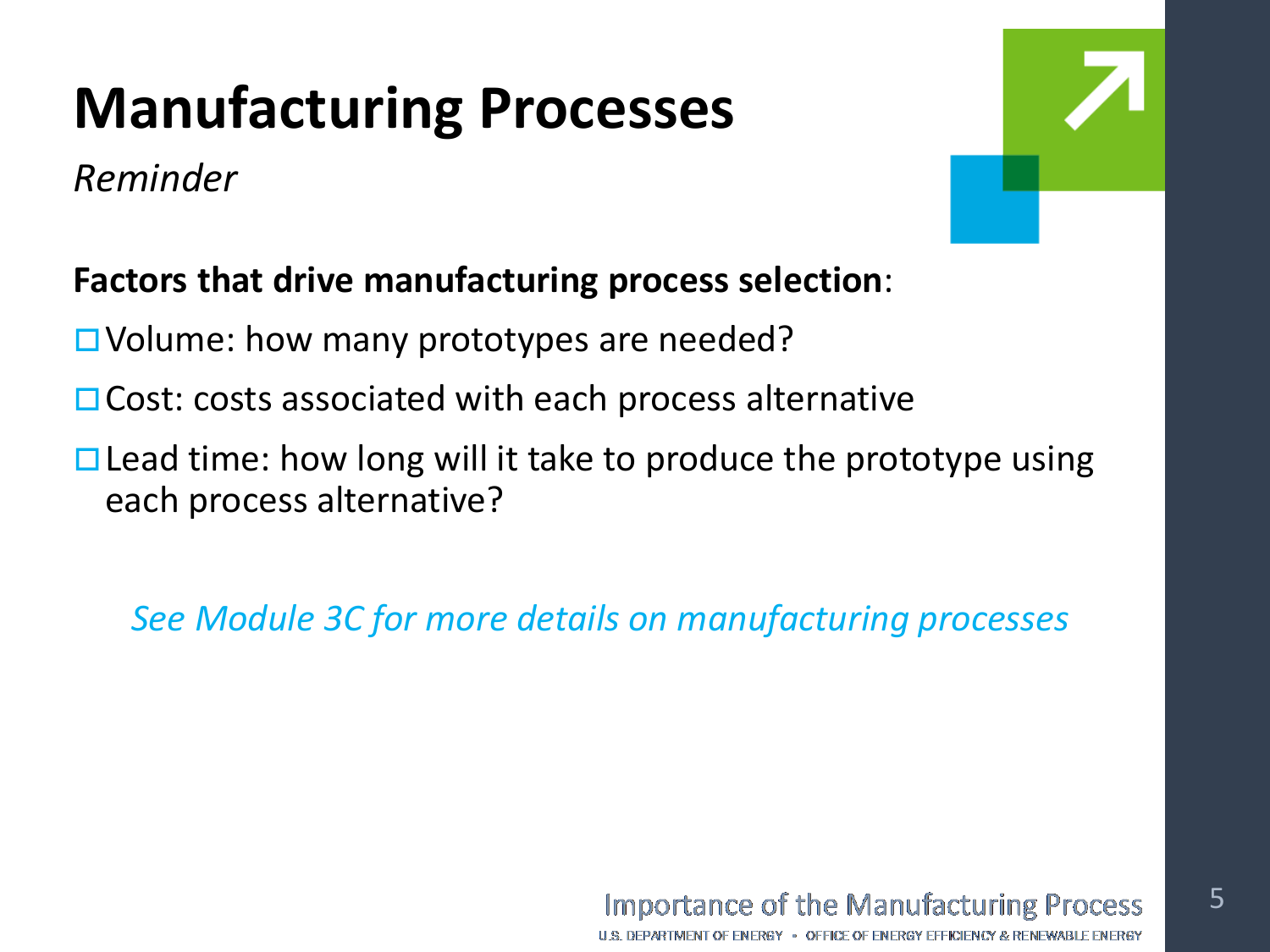# Manufacturing Processes

*Reminder*

**Factors that drive manufacturing process selection**:

- ☐ Volume: how many prototypes are needed?
- ☐ Cost: costs associated with each process alternative
- ☐ Lead time: how long will it take to produce the prototype using each process alternative?

*See Module 3C for more details on manufacturing processes*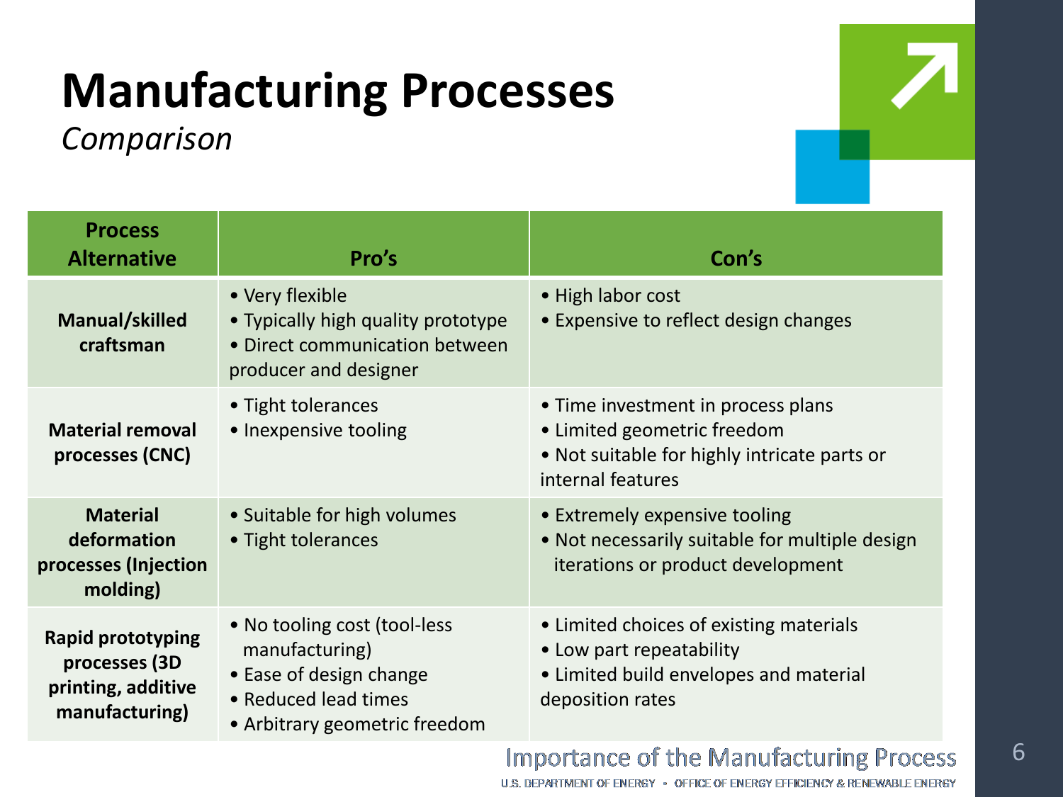# Manufacturing Processes

*Comparison*

| Process Alternative | Pro's | Con's |
|---|---|---|
| **Manual/skilled craftsman** | • Very flexible<br>• Typically high quality prototype<br>• Direct communication between producer and designer | • High labor cost<br>• Expensive to reflect design changes |
| **Material removal processes (CNC)** | • Tight tolerances<br>• Inexpensive tooling | • Time investment in process plans<br>• Limited geometric freedom<br>• Not suitable for highly intricate parts or internal features |
| **Material deformation processes (Injection molding)** | • Suitable for high volumes<br>• Tight tolerances | • Extremely expensive tooling<br>• Not necessarily suitable for multiple design iterations or product development |
| **Rapid prototyping processes (3D printing, additive manufacturing)** | • No tooling cost (tool-less manufacturing)<br>• Ease of design change<br>• Reduced lead times<br>• Arbitrary geometric freedom | • Limited choices of existing materials<br>• Low part repeatability<br>• Limited build envelopes and material deposition rates |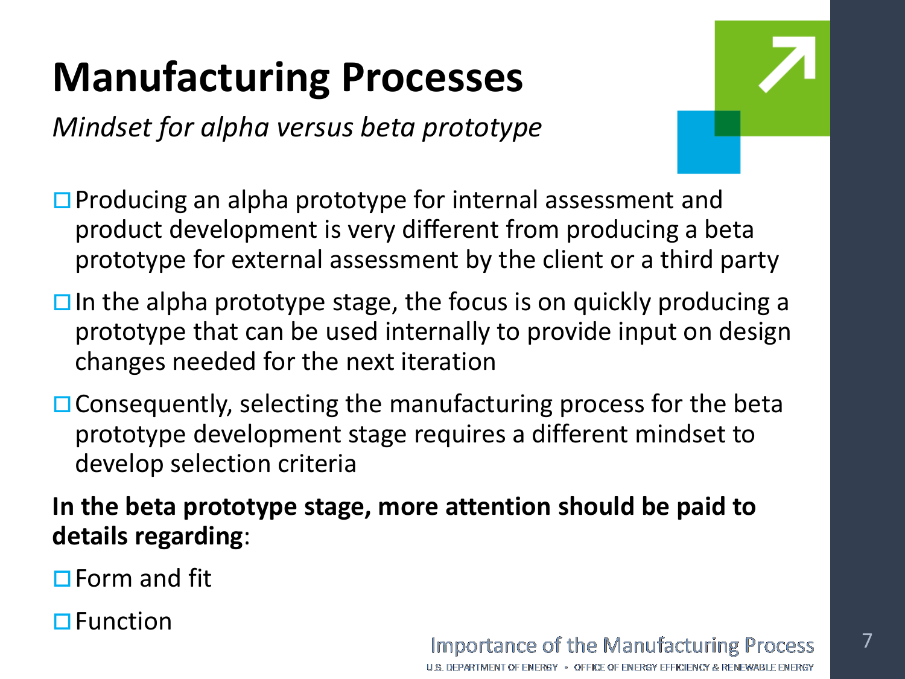# Manufacturing Processes

*Mindset for alpha versus beta prototype*

- Producing an alpha prototype for internal assessment and product development is very different from producing a beta prototype for external assessment by the client or a third party
- In the alpha prototype stage, the focus is on quickly producing a prototype that can be used internally to provide input on design changes needed for the next iteration
- Consequently, selecting the manufacturing process for the beta prototype development stage requires a different mindset to develop selection criteria

**In the beta prototype stage, more attention should be paid to details regarding**:

- Form and fit
- Function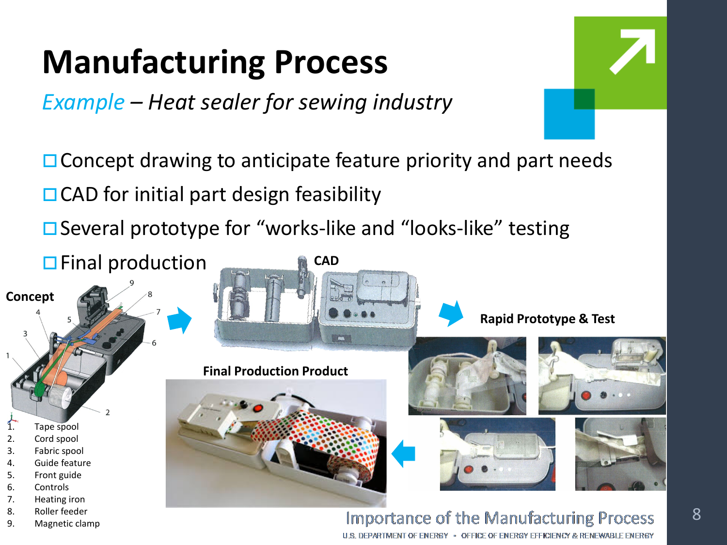# Manufacturing Process

*Example – Heat sealer for sewing industry*

- Concept drawing to anticipate feature priority and part needs
- CAD for initial part design feasibility
- Several prototype for "works-like and "looks-like" testing
- Final production

**Concept**

1. Tape spool
2. Cord spool
3. Fabric spool
4. Guide feature
5. Front guide
6. Controls
7. Heating iron
8. Roller feeder
9. Magnetic clamp

**CAD**

**Rapid Prototype & Test**

**Final Production Product**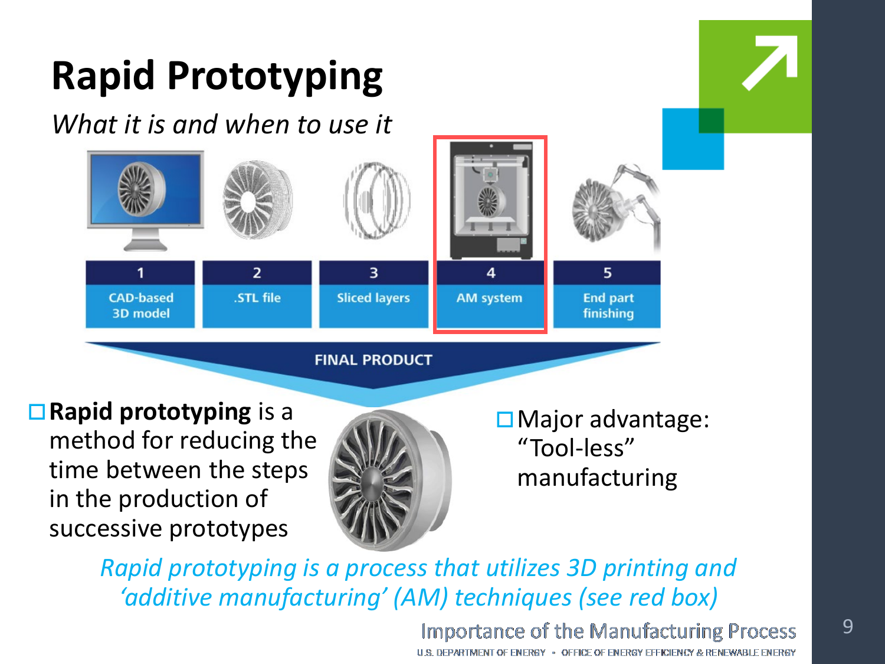# Rapid Prototyping

*What it is and when to use it*

1 CAD-based 3D model

2 .STL file

3 Sliced layers

4 AM system

5 End part finishing

FINAL PRODUCT

- **Rapid prototyping** is a method for reducing the time between the steps in the production of successive prototypes

- Major advantage: "Tool-less" manufacturing

*Rapid prototyping is a process that utilizes 3D printing and 'additive manufacturing' (AM) techniques (see red box)*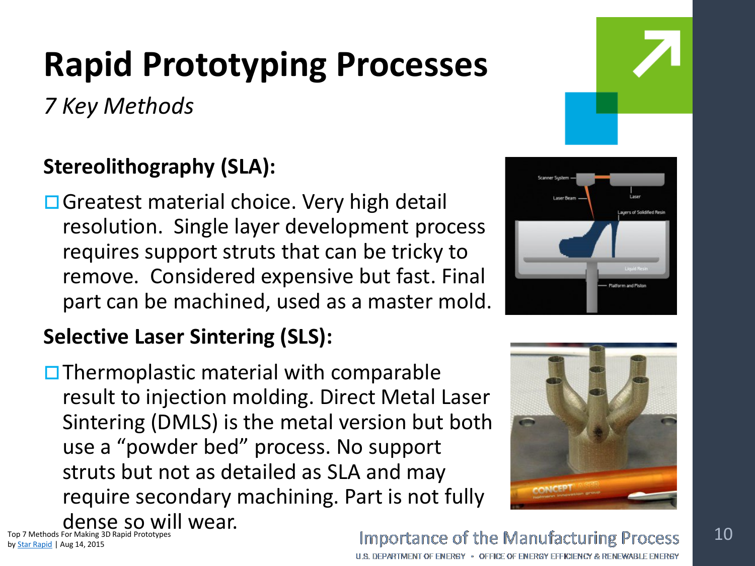# Rapid Prototyping Processes

*7 Key Methods*

**Stereolithography (SLA):**

- Greatest material choice. Very high detail resolution. Single layer development process requires support struts that can be tricky to remove. Considered expensive but fast. Final part can be machined, used as a master mold.

**Selective Laser Sintering (SLS):**

- Thermoplastic material with comparable result to injection molding. Direct Metal Laser Sintering (DMLS) is the metal version but both use a "powder bed" process. No support struts but not as detailed as SLA and may require secondary machining. Part is not fully dense so will wear.

Top 7 Methods For Making 3D Rapid Prototypes
by Star Rapid | Aug 14, 2015

Importance of the Manufacturing Process

U.S. DEPARTMENT OF ENERGY • OFFICE OF ENERGY EFFICIENCY & RENEWABLE ENERGY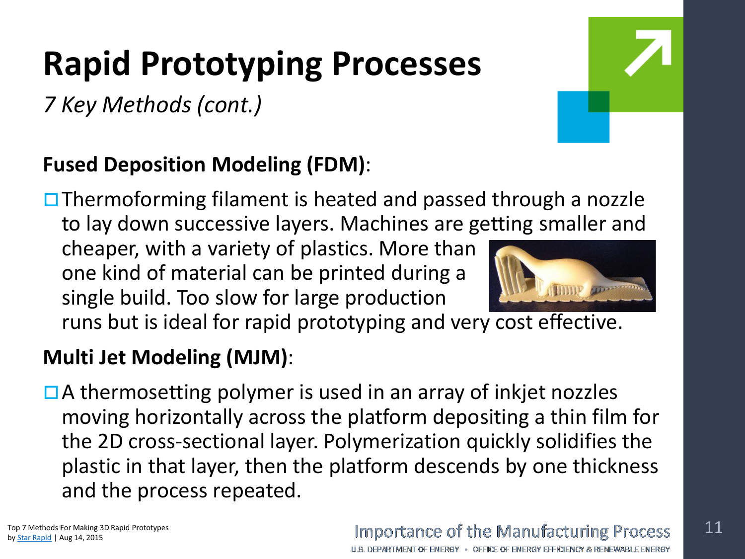# Rapid Prototyping Processes

*7 Key Methods (cont.)*

**Fused Deposition Modeling (FDM)**:

- Thermoforming filament is heated and passed through a nozzle to lay down successive layers. Machines are getting smaller and cheaper, with a variety of plastics. More than one kind of material can be printed during a single build. Too slow for large production runs but is ideal for rapid prototyping and very cost effective.

**Multi Jet Modeling (MJM)**:

- A thermosetting polymer is used in an array of inkjet nozzles moving horizontally across the platform depositing a thin film for the 2D cross-sectional layer. Polymerization quickly solidifies the plastic in that layer, then the platform descends by one thickness and the process repeated.

Top 7 Methods For Making 3D Rapid Prototypes
by Star Rapid | Aug 14, 2015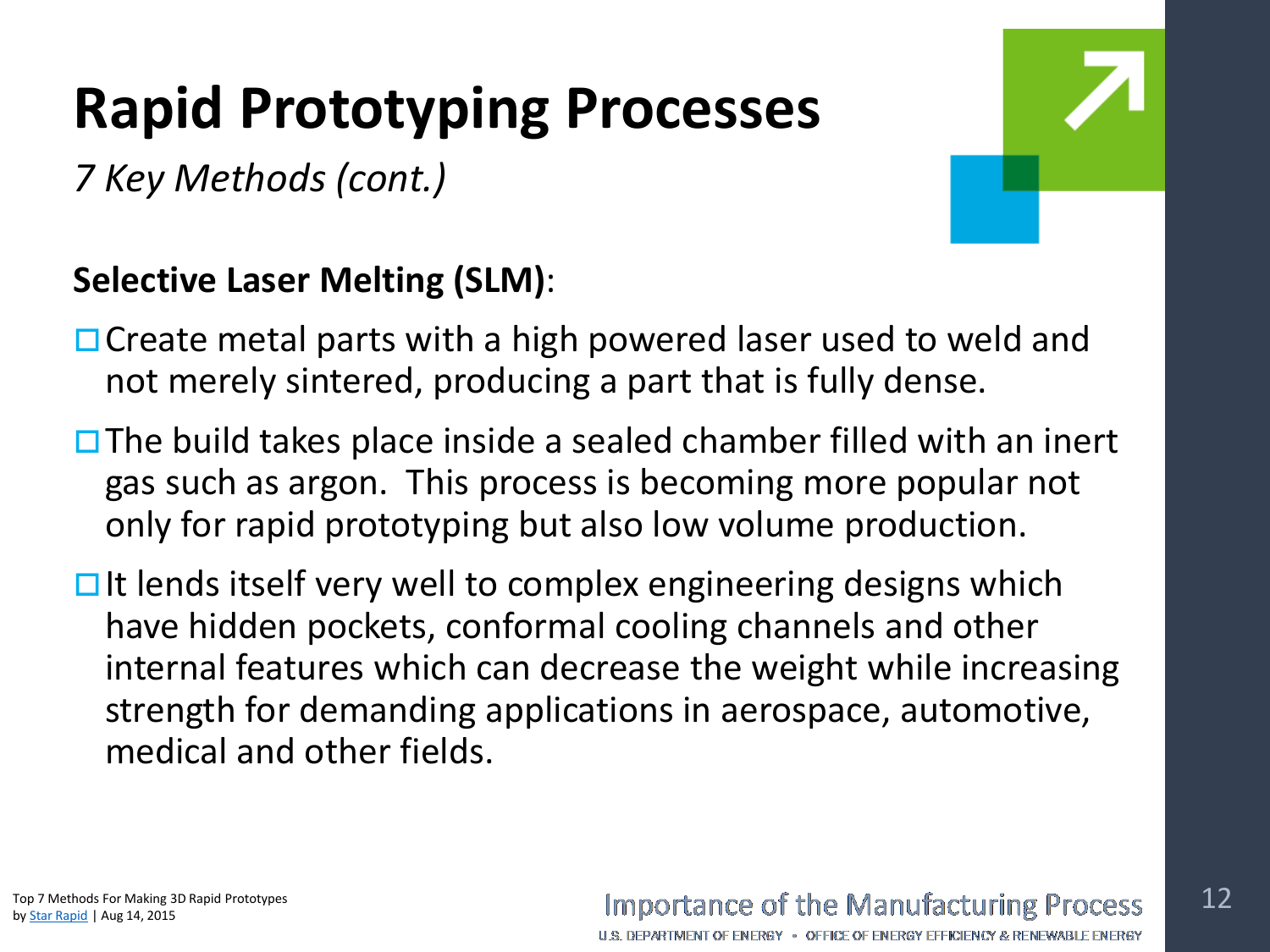# Rapid Prototyping Processes

*7 Key Methods (cont.)*

**Selective Laser Melting (SLM)**:

- Create metal parts with a high powered laser used to weld and not merely sintered, producing a part that is fully dense.
- The build takes place inside a sealed chamber filled with an inert gas such as argon. This process is becoming more popular not only for rapid prototyping but also low volume production.
- It lends itself very well to complex engineering designs which have hidden pockets, conformal cooling channels and other internal features which can decrease the weight while increasing strength for demanding applications in aerospace, automotive, medical and other fields.

Top 7 Methods For Making 3D Rapid Prototypes
by Star Rapid | Aug 14, 2015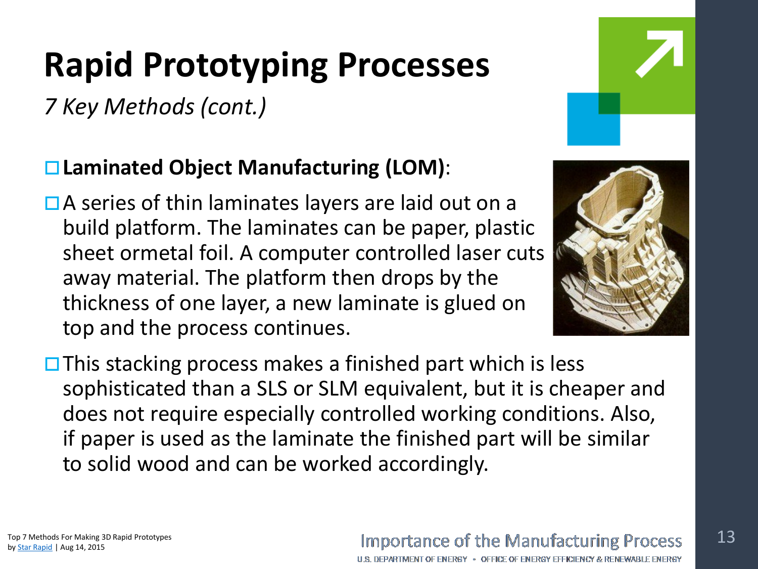# Rapid Prototyping Processes

*7 Key Methods (cont.)*

- **Laminated Object Manufacturing (LOM)**:
- A series of thin laminates layers are laid out on a build platform. The laminates can be paper, plastic sheet ormetal foil. A computer controlled laser cuts away material. The platform then drops by the thickness of one layer, a new laminate is glued on top and the process continues.
- This stacking process makes a finished part which is less sophisticated than a SLS or SLM equivalent, but it is cheaper and does not require especially controlled working conditions. Also, if paper is used as the laminate the finished part will be similar to solid wood and can be worked accordingly.

Top 7 Methods For Making 3D Rapid Prototypes
by Star Rapid | Aug 14, 2015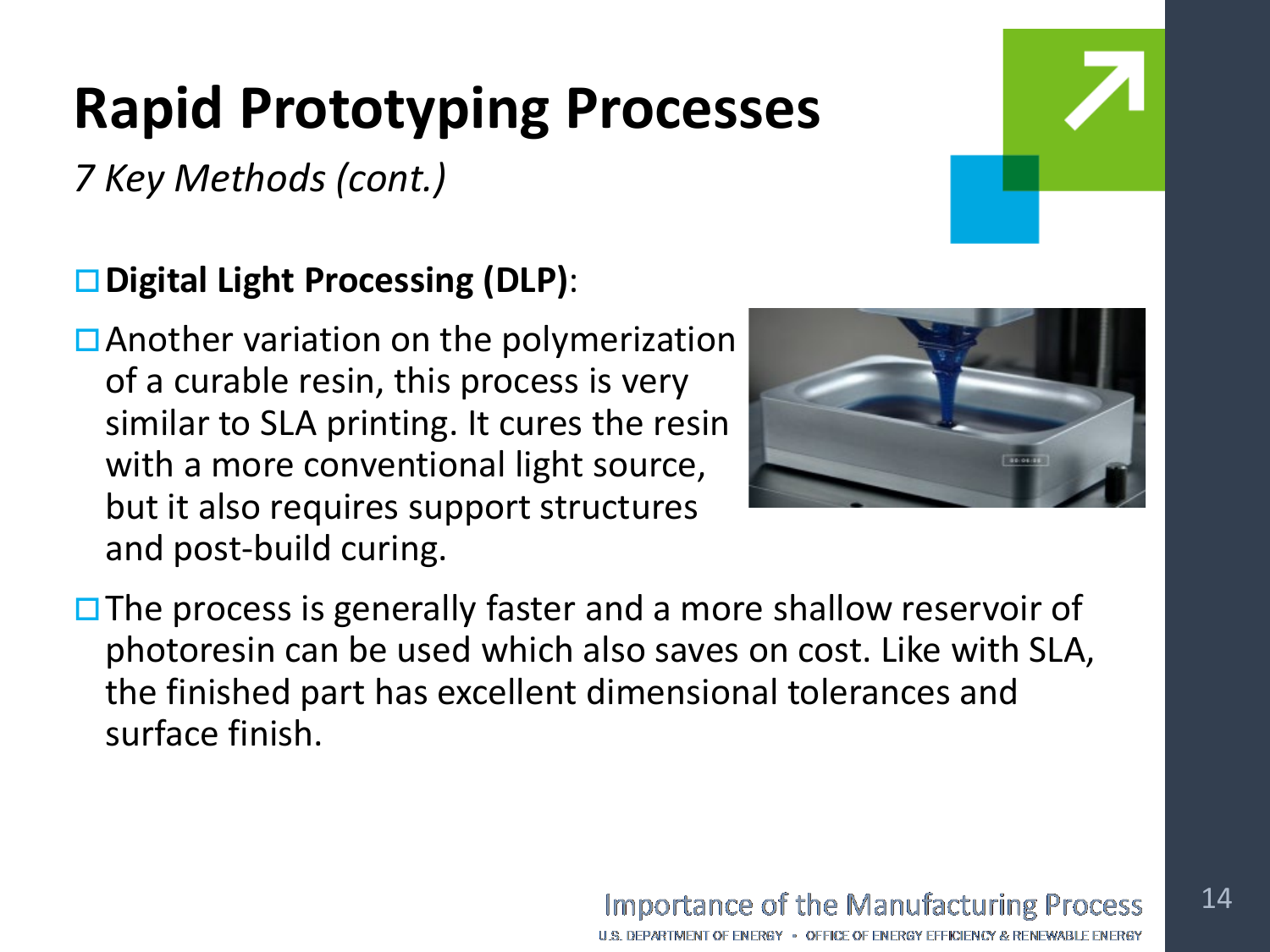# Rapid Prototyping Processes

*7 Key Methods (cont.)*

- **Digital Light Processing (DLP)**:
- Another variation on the polymerization of a curable resin, this process is very similar to SLA printing. It cures the resin with a more conventional light source, but it also requires support structures and post-build curing.
- The process is generally faster and a more shallow reservoir of photoresin can be used which also saves on cost. Like with SLA, the finished part has excellent dimensional tolerances and surface finish.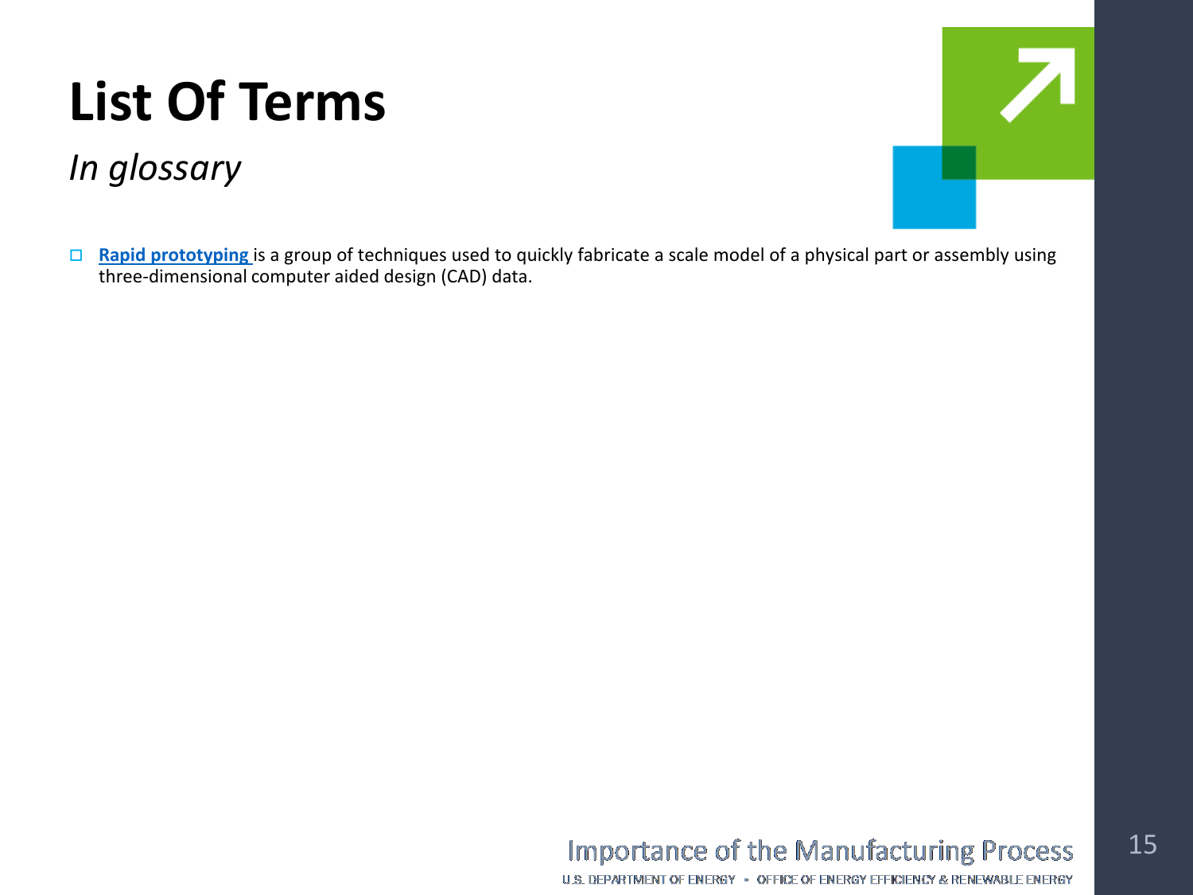# List Of Terms

*In glossary*

- **Rapid prototyping** is a group of techniques used to quickly fabricate a scale model of a physical part or assembly using three-dimensional computer aided design (CAD) data.